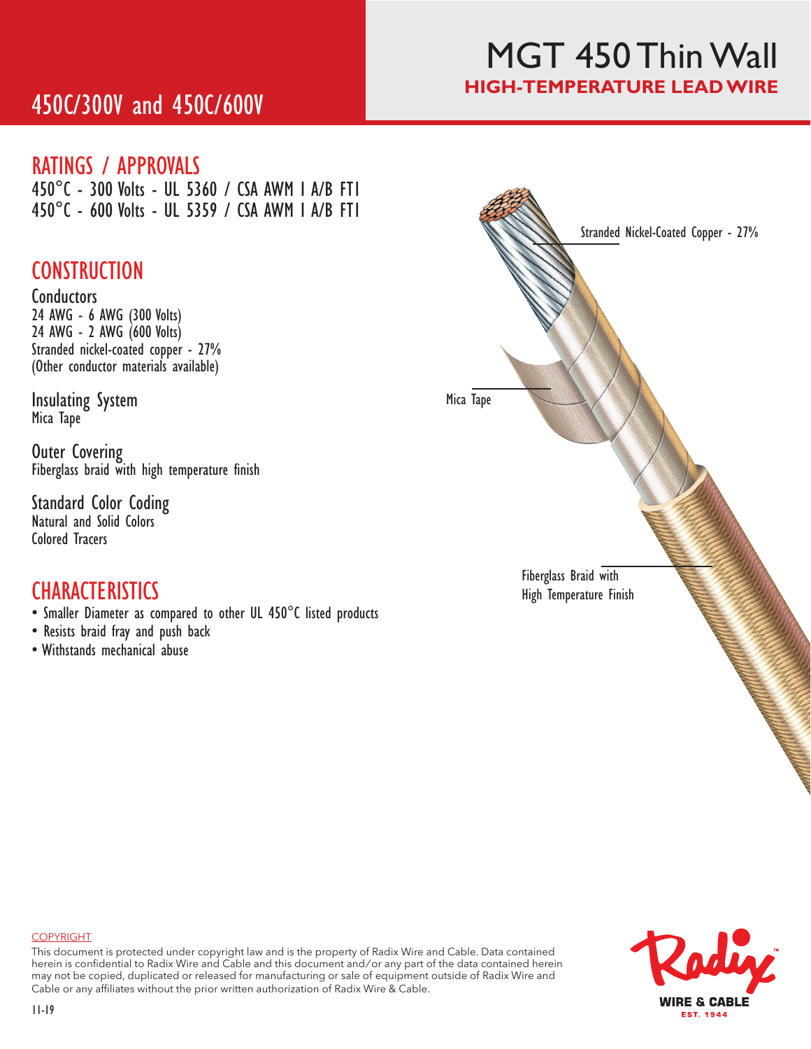# MGT 450 Thin Wall

**HIGH-TEMPERATURE LEAD WIRE**

## 450C/300V and 450C/600V

## RATINGS / APPROVALS

450°C - 300 Volts - UL 5360 / CSA AWM I A/B FT1
450°C - 600 Volts - UL 5359 / CSA AWM I A/B FT1

## CONSTRUCTION

### Conductors

24 AWG - 6 AWG (300 Volts)
24 AWG - 2 AWG (600 Volts)
Stranded nickel-coated copper - 27%
(Other conductor materials available)

### Insulating System

Mica Tape

### Outer Covering

Fiberglass braid with high temperature finish

### Standard Color Coding

Natural and Solid Colors
Colored Tracers

## CHARACTERISTICS

- Smaller Diameter as compared to other UL 450°C listed products
- Resists braid fray and push back
- Withstands mechanical abuse

Stranded Nickel-Coated Copper - 27%

Mica Tape

Fiberglass Braid with High Temperature Finish

COPYRIGHT

This document is protected under copyright law and is the property of Radix Wire and Cable. Data contained herein is confidential to Radix Wire and Cable and this document and/or any part of the data contained herein may not be copied, duplicated or released for manufacturing or sale of equipment outside of Radix Wire and Cable or any affiliates without the prior written authorization of Radix Wire & Cable.

11-19

Radix™ WIRE & CABLE EST. 1944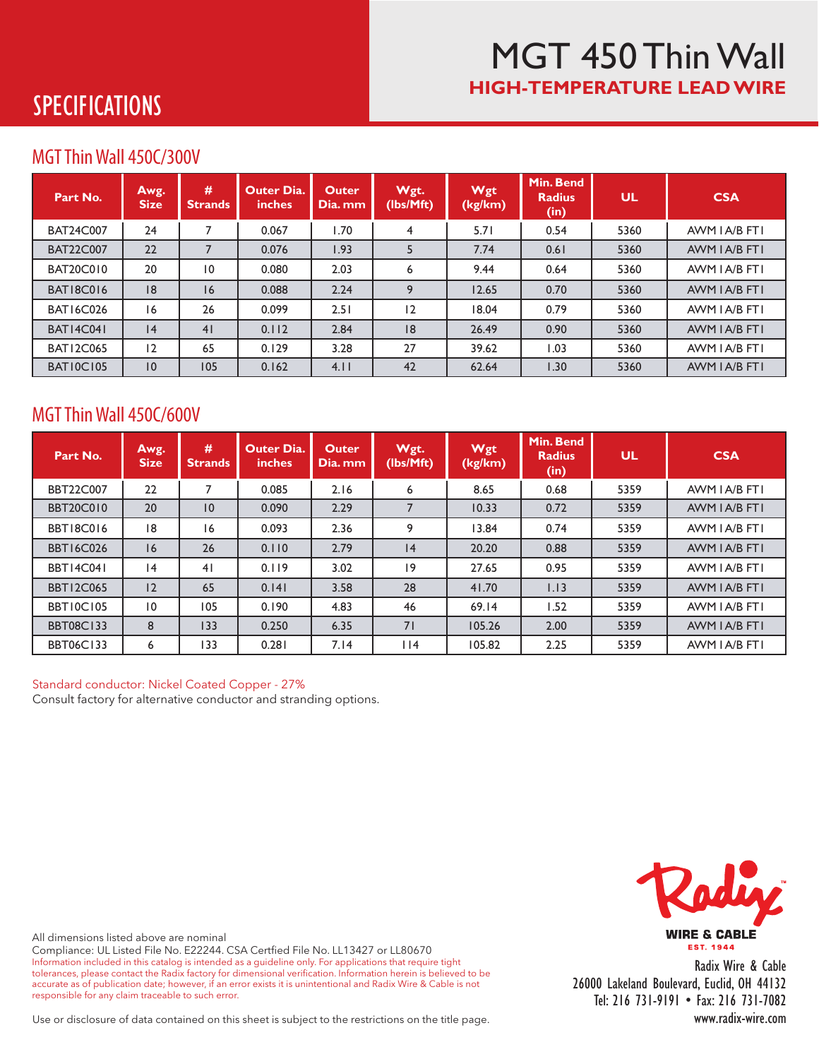# MGT 450 Thin Wall

**HIGH-TEMPERATURE LEAD WIRE**

## SPECIFICATIONS

### MGT Thin Wall 450C/300V

| Part No. | Awg. Size | # Strands | Outer Dia. inches | Outer Dia. mm | Wgt. (lbs/Mft) | Wgt (kg/km) | Min. Bend Radius (in) | UL | CSA |
|---|---|---|---|---|---|---|---|---|---|
| BAT24C007 | 24 | 7 | 0.067 | 1.70 | 4 | 5.71 | 0.54 | 5360 | AWM I A/B FT1 |
| BAT22C007 | 22 | 7 | 0.076 | 1.93 | 5 | 7.74 | 0.61 | 5360 | AWM I A/B FT1 |
| BAT20C010 | 20 | 10 | 0.080 | 2.03 | 6 | 9.44 | 0.64 | 5360 | AWM I A/B FT1 |
| BAT18C016 | 18 | 16 | 0.088 | 2.24 | 9 | 12.65 | 0.70 | 5360 | AWM I A/B FT1 |
| BAT16C026 | 16 | 26 | 0.099 | 2.51 | 12 | 18.04 | 0.79 | 5360 | AWM I A/B FT1 |
| BAT14C041 | 14 | 41 | 0.112 | 2.84 | 18 | 26.49 | 0.90 | 5360 | AWM I A/B FT1 |
| BAT12C065 | 12 | 65 | 0.129 | 3.28 | 27 | 39.62 | 1.03 | 5360 | AWM I A/B FT1 |
| BAT10C105 | 10 | 105 | 0.162 | 4.11 | 42 | 62.64 | 1.30 | 5360 | AWM I A/B FT1 |

### MGT Thin Wall 450C/600V

| Part No. | Awg. Size | # Strands | Outer Dia. inches | Outer Dia. mm | Wgt. (lbs/Mft) | Wgt (kg/km) | Min. Bend Radius (in) | UL | CSA |
|---|---|---|---|---|---|---|---|---|---|
| BBT22C007 | 22 | 7 | 0.085 | 2.16 | 6 | 8.65 | 0.68 | 5359 | AWM I A/B FT1 |
| BBT20C010 | 20 | 10 | 0.090 | 2.29 | 7 | 10.33 | 0.72 | 5359 | AWM I A/B FT1 |
| BBT18C016 | 18 | 16 | 0.093 | 2.36 | 9 | 13.84 | 0.74 | 5359 | AWM I A/B FT1 |
| BBT16C026 | 16 | 26 | 0.110 | 2.79 | 14 | 20.20 | 0.88 | 5359 | AWM I A/B FT1 |
| BBT14C041 | 14 | 41 | 0.119 | 3.02 | 19 | 27.65 | 0.95 | 5359 | AWM I A/B FT1 |
| BBT12C065 | 12 | 65 | 0.141 | 3.58 | 28 | 41.70 | 1.13 | 5359 | AWM I A/B FT1 |
| BBT10C105 | 10 | 105 | 0.190 | 4.83 | 46 | 69.14 | 1.52 | 5359 | AWM I A/B FT1 |
| BBT08C133 | 8 | 133 | 0.250 | 6.35 | 71 | 105.26 | 2.00 | 5359 | AWM I A/B FT1 |
| BBT06C133 | 6 | 133 | 0.281 | 7.14 | 114 | 105.82 | 2.25 | 5359 | AWM I A/B FT1 |

Standard conductor: Nickel Coated Copper - 27%

Consult factory for alternative conductor and stranding options.

All dimensions listed above are nominal

Compliance: UL Listed File No. E22244. CSA Certfied File No. LL13427 or LL80670

Information included in this catalog is intended as a guideline only. For applications that require tight tolerances, please contact the Radix factory for dimensional verification. Information herein is believed to be accurate as of publication date; however, if an error exists it is unintentional and Radix Wire & Cable is not responsible for any claim traceable to such error.

Use or disclosure of data contained on this sheet is subject to the restrictions on the title page.

Radix WIRE & CABLE EST. 1944

Radix Wire & Cable
26000 Lakeland Boulevard, Euclid, OH 44132
Tel: 216 731-9191 • Fax: 216 731-7082
www.radix-wire.com